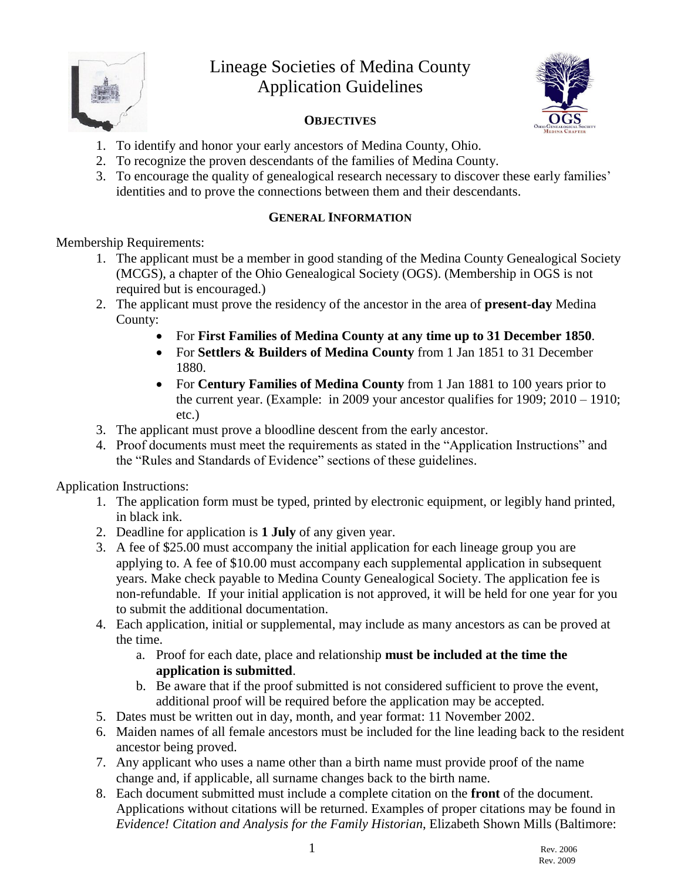# Lineage Societies of Medina County
# Application Guidelines

## OBJECTIVES

1. To identify and honor your early ancestors of Medina County, Ohio.
2. To recognize the proven descendants of the families of Medina County.
3. To encourage the quality of genealogical research necessary to discover these early families' identities and to prove the connections between them and their descendants.

## GENERAL INFORMATION

Membership Requirements:

1. The applicant must be a member in good standing of the Medina County Genealogical Society (MCGS), a chapter of the Ohio Genealogical Society (OGS). (Membership in OGS is not required but is encouraged.)
2. The applicant must prove the residency of the ancestor in the area of **present-day** Medina County:
   - For **First Families of Medina County at any time up to 31 December 1850**.
   - For **Settlers & Builders of Medina County** from 1 Jan 1851 to 31 December 1880.
   - For **Century Families of Medina County** from 1 Jan 1881 to 100 years prior to the current year. (Example: in 2009 your ancestor qualifies for 1909; 2010 – 1910; etc.)
3. The applicant must prove a bloodline descent from the early ancestor.
4. Proof documents must meet the requirements as stated in the "Application Instructions" and the "Rules and Standards of Evidence" sections of these guidelines.

Application Instructions:

1. The application form must be typed, printed by electronic equipment, or legibly hand printed, in black ink.
2. Deadline for application is **1 July** of any given year.
3. A fee of $25.00 must accompany the initial application for each lineage group you are applying to. A fee of $10.00 must accompany each supplemental application in subsequent years. Make check payable to Medina County Genealogical Society. The application fee is non-refundable. If your initial application is not approved, it will be held for one year for you to submit the additional documentation.
4. Each application, initial or supplemental, may include as many ancestors as can be proved at the time.
   a. Proof for each date, place and relationship **must be included at the time the application is submitted**.
   b. Be aware that if the proof submitted is not considered sufficient to prove the event, additional proof will be required before the application may be accepted.
5. Dates must be written out in day, month, and year format: 11 November 2002.
6. Maiden names of all female ancestors must be included for the line leading back to the resident ancestor being proved.
7. Any applicant who uses a name other than a birth name must provide proof of the name change and, if applicable, all surname changes back to the birth name.
8. Each document submitted must include a complete citation on the **front** of the document. Applications without citations will be returned. Examples of proper citations may be found in *Evidence! Citation and Analysis for the Family Historian*, Elizabeth Shown Mills (Baltimore:

Rev. 2006
Rev. 2009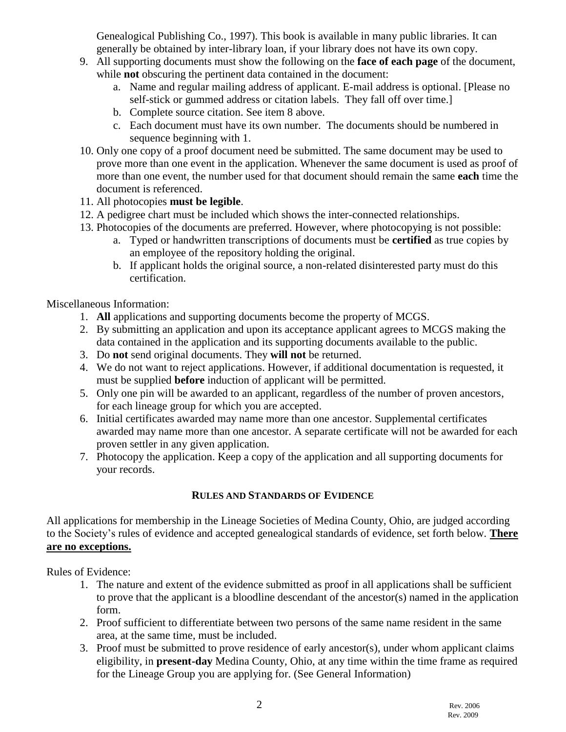Genealogical Publishing Co., 1997). This book is available in many public libraries. It can generally be obtained by inter-library loan, if your library does not have its own copy.

9. All supporting documents must show the following on the **face of each page** of the document, while **not** obscuring the pertinent data contained in the document:
   a. Name and regular mailing address of applicant. E-mail address is optional. [Please no self-stick or gummed address or citation labels. They fall off over time.]
   b. Complete source citation. See item 8 above.
   c. Each document must have its own number. The documents should be numbered in sequence beginning with 1.
10. Only one copy of a proof document need be submitted. The same document may be used to prove more than one event in the application. Whenever the same document is used as proof of more than one event, the number used for that document should remain the same **each** time the document is referenced.
11. All photocopies **must be legible**.
12. A pedigree chart must be included which shows the inter-connected relationships.
13. Photocopies of the documents are preferred. However, where photocopying is not possible:
    a. Typed or handwritten transcriptions of documents must be **certified** as true copies by an employee of the repository holding the original.
    b. If applicant holds the original source, a non-related disinterested party must do this certification.

Miscellaneous Information:

1. **All** applications and supporting documents become the property of MCGS.
2. By submitting an application and upon its acceptance applicant agrees to MCGS making the data contained in the application and its supporting documents available to the public.
3. Do **not** send original documents. They **will not** be returned.
4. We do not want to reject applications. However, if additional documentation is requested, it must be supplied **before** induction of applicant will be permitted.
5. Only one pin will be awarded to an applicant, regardless of the number of proven ancestors, for each lineage group for which you are accepted.
6. Initial certificates awarded may name more than one ancestor. Supplemental certificates awarded may name more than one ancestor. A separate certificate will not be awarded for each proven settler in any given application.
7. Photocopy the application. Keep a copy of the application and all supporting documents for your records.

## RULES AND STANDARDS OF EVIDENCE

All applications for membership in the Lineage Societies of Medina County, Ohio, are judged according to the Society's rules of evidence and accepted genealogical standards of evidence, set forth below. **There are no exceptions.**

Rules of Evidence:

1. The nature and extent of the evidence submitted as proof in all applications shall be sufficient to prove that the applicant is a bloodline descendant of the ancestor(s) named in the application form.
2. Proof sufficient to differentiate between two persons of the same name resident in the same area, at the same time, must be included.
3. Proof must be submitted to prove residence of early ancestor(s), under whom applicant claims eligibility, in **present-day** Medina County, Ohio, at any time within the time frame as required for the Lineage Group you are applying for. (See General Information)

Rev. 2006
Rev. 2009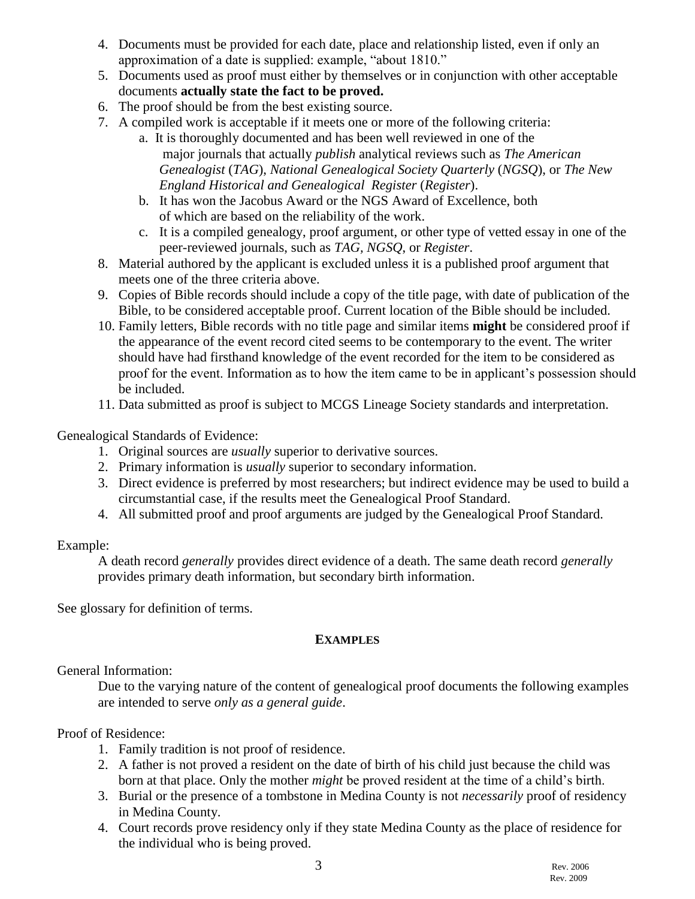4. Documents must be provided for each date, place and relationship listed, even if only an approximation of a date is supplied: example, "about 1810."
5. Documents used as proof must either by themselves or in conjunction with other acceptable documents **actually state the fact to be proved.**
6. The proof should be from the best existing source.
7. A compiled work is acceptable if it meets one or more of the following criteria:
   a. It is thoroughly documented and has been well reviewed in one of the major journals that actually *publish* analytical reviews such as *The American Genealogist* (*TAG*), *National Genealogical Society Quarterly* (*NGSQ*), or *The New England Historical and Genealogical Register* (*Register*).
   b. It has won the Jacobus Award or the NGS Award of Excellence, both of which are based on the reliability of the work.
   c. It is a compiled genealogy, proof argument, or other type of vetted essay in one of the peer-reviewed journals, such as *TAG*, *NGSQ*, or *Register*.
8. Material authored by the applicant is excluded unless it is a published proof argument that meets one of the three criteria above.
9. Copies of Bible records should include a copy of the title page, with date of publication of the Bible, to be considered acceptable proof. Current location of the Bible should be included.
10. Family letters, Bible records with no title page and similar items **might** be considered proof if the appearance of the event record cited seems to be contemporary to the event. The writer should have had firsthand knowledge of the event recorded for the item to be considered as proof for the event. Information as to how the item came to be in applicant's possession should be included.
11. Data submitted as proof is subject to MCGS Lineage Society standards and interpretation.

Genealogical Standards of Evidence:

1. Original sources are *usually* superior to derivative sources.
2. Primary information is *usually* superior to secondary information.
3. Direct evidence is preferred by most researchers; but indirect evidence may be used to build a circumstantial case, if the results meet the Genealogical Proof Standard.
4. All submitted proof and proof arguments are judged by the Genealogical Proof Standard.

Example:

A death record *generally* provides direct evidence of a death. The same death record *generally* provides primary death information, but secondary birth information.

See glossary for definition of terms.

## EXAMPLES

General Information:

Due to the varying nature of the content of genealogical proof documents the following examples are intended to serve *only as a general guide*.

Proof of Residence:

1. Family tradition is not proof of residence.
2. A father is not proved a resident on the date of birth of his child just because the child was born at that place. Only the mother *might* be proved resident at the time of a child's birth.
3. Burial or the presence of a tombstone in Medina County is not *necessarily* proof of residency in Medina County.
4. Court records prove residency only if they state Medina County as the place of residence for the individual who is being proved.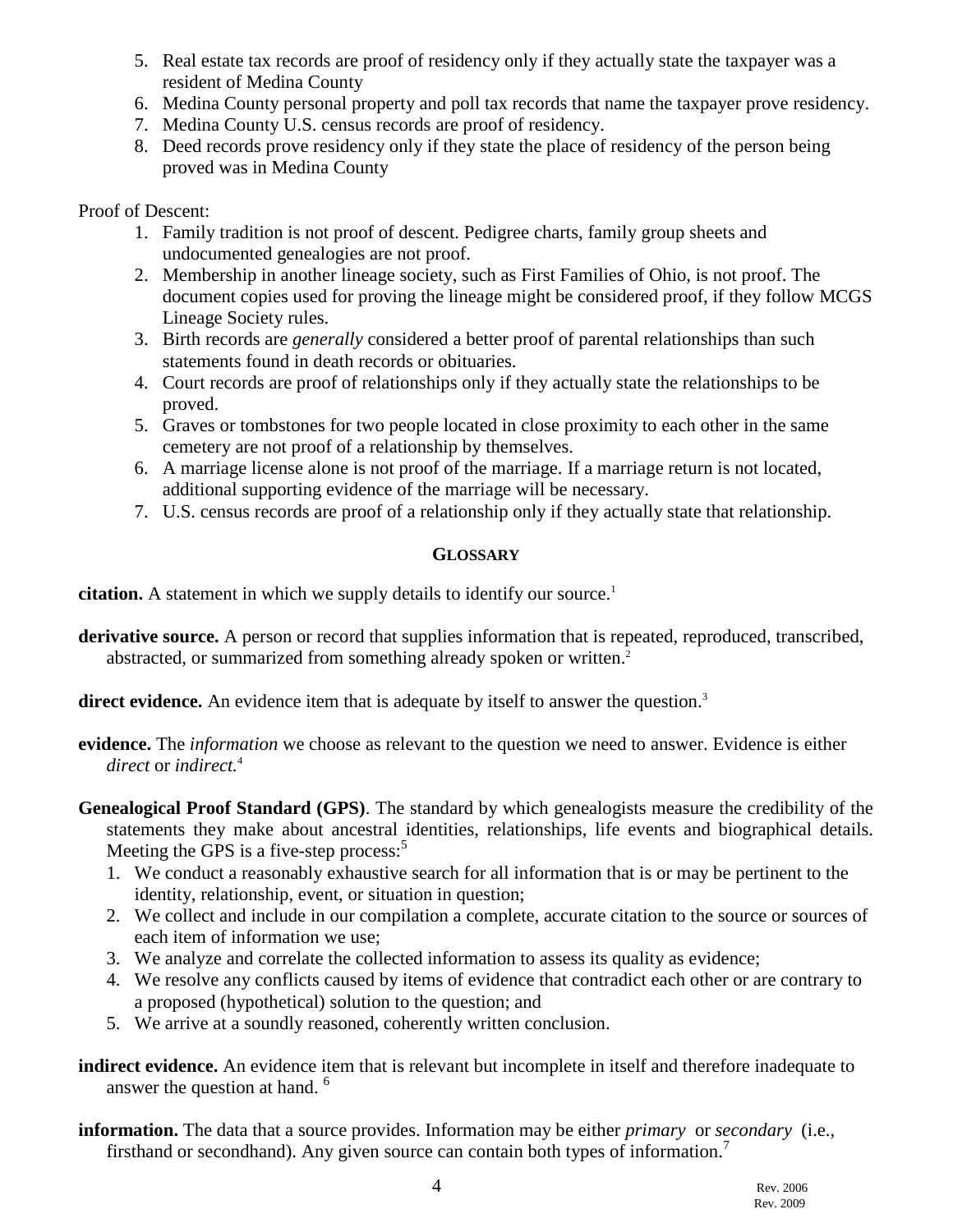5. Real estate tax records are proof of residency only if they actually state the taxpayer was a resident of Medina County
6. Medina County personal property and poll tax records that name the taxpayer prove residency.
7. Medina County U.S. census records are proof of residency.
8. Deed records prove residency only if they state the place of residency of the person being proved was in Medina County

Proof of Descent:

1. Family tradition is not proof of descent. Pedigree charts, family group sheets and undocumented genealogies are not proof.
2. Membership in another lineage society, such as First Families of Ohio, is not proof. The document copies used for proving the lineage might be considered proof, if they follow MCGS Lineage Society rules.
3. Birth records are *generally* considered a better proof of parental relationships than such statements found in death records or obituaries.
4. Court records are proof of relationships only if they actually state the relationships to be proved.
5. Graves or tombstones for two people located in close proximity to each other in the same cemetery are not proof of a relationship by themselves.
6. A marriage license alone is not proof of the marriage. If a marriage return is not located, additional supporting evidence of the marriage will be necessary.
7. U.S. census records are proof of a relationship only if they actually state that relationship.

## GLOSSARY

**citation.** A statement in which we supply details to identify our source.[1]

**derivative source.** A person or record that supplies information that is repeated, reproduced, transcribed, abstracted, or summarized from something already spoken or written.[2]

**direct evidence.** An evidence item that is adequate by itself to answer the question.[3]

**evidence.** The *information* we choose as relevant to the question we need to answer. Evidence is either *direct* or *indirect.*[4]

**Genealogical Proof Standard (GPS)**. The standard by which genealogists measure the credibility of the statements they make about ancestral identities, relationships, life events and biographical details. Meeting the GPS is a five-step process:[5]

1. We conduct a reasonably exhaustive search for all information that is or may be pertinent to the identity, relationship, event, or situation in question;
2. We collect and include in our compilation a complete, accurate citation to the source or sources of each item of information we use;
3. We analyze and correlate the collected information to assess its quality as evidence;
4. We resolve any conflicts caused by items of evidence that contradict each other or are contrary to a proposed (hypothetical) solution to the question; and
5. We arrive at a soundly reasoned, coherently written conclusion.

**indirect evidence.** An evidence item that is relevant but incomplete in itself and therefore inadequate to answer the question at hand. [6]

**information.** The data that a source provides. Information may be either *primary* or *secondary* (i.e., firsthand or secondhand). Any given source can contain both types of information.[7]

Rev. 2006
Rev. 2009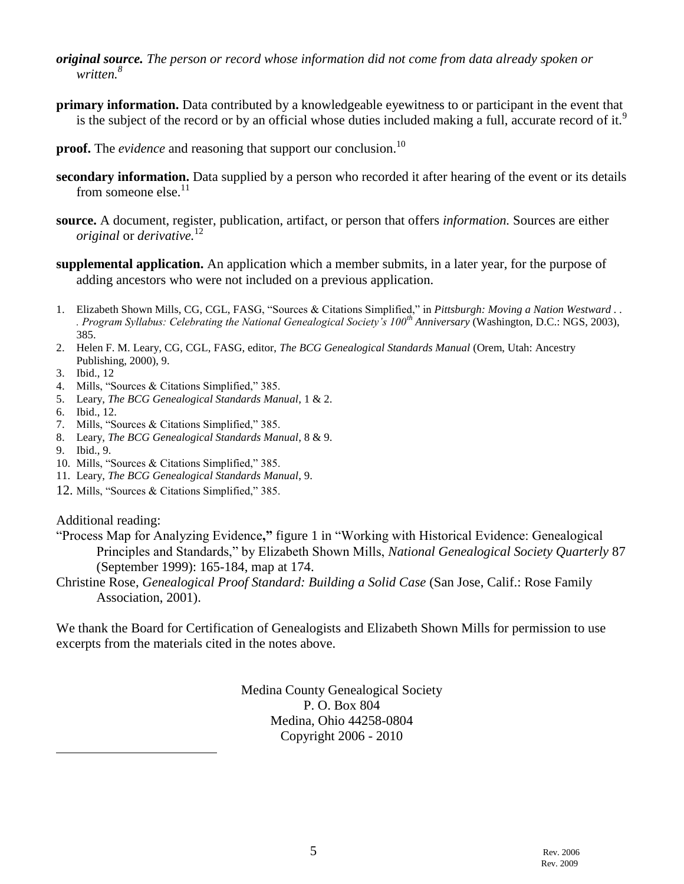***original source.*** *The person or record whose information did not come from data already spoken or written.*[8]

**primary information.** Data contributed by a knowledgeable eyewitness to or participant in the event that is the subject of the record or by an official whose duties included making a full, accurate record of it.[9]

**proof.** The *evidence* and reasoning that support our conclusion.[10]

**secondary information.** Data supplied by a person who recorded it after hearing of the event or its details from someone else.[11]

**source.** A document, register, publication, artifact, or person that offers *information.* Sources are either *original* or *derivative.*[12]

**supplemental application.** An application which a member submits, in a later year, for the purpose of adding ancestors who were not included on a previous application.

1. Elizabeth Shown Mills, CG, CGL, FASG, "Sources & Citations Simplified," in *Pittsburgh: Moving a Nation Westward . . . Program Syllabus: Celebrating the National Genealogical Society's 100th Anniversary* (Washington, D.C.: NGS, 2003), 385.
2. Helen F. M. Leary, CG, CGL, FASG, editor, *The BCG Genealogical Standards Manual* (Orem, Utah: Ancestry Publishing, 2000), 9.
3. Ibid., 12
4. Mills, "Sources & Citations Simplified," 385.
5. Leary, *The BCG Genealogical Standards Manual*, 1 & 2.
6. Ibid., 12.
7. Mills, "Sources & Citations Simplified," 385.
8. Leary, *The BCG Genealogical Standards Manual*, 8 & 9.
9. Ibid., 9.
10. Mills, "Sources & Citations Simplified," 385.
11. Leary, *The BCG Genealogical Standards Manual*, 9.
12. Mills, "Sources & Citations Simplified," 385.

Additional reading:

"Process Map for Analyzing Evidence**,"** figure 1 in "Working with Historical Evidence: Genealogical Principles and Standards," by Elizabeth Shown Mills, *National Genealogical Society Quarterly* 87 (September 1999): 165-184, map at 174.

Christine Rose, *Genealogical Proof Standard: Building a Solid Case* (San Jose, Calif.: Rose Family Association, 2001).

We thank the Board for Certification of Genealogists and Elizabeth Shown Mills for permission to use excerpts from the materials cited in the notes above.

Medina County Genealogical Society
P. O. Box 804
Medina, Ohio 44258-0804
Copyright 2006 - 2010

Rev. 2006
Rev. 2009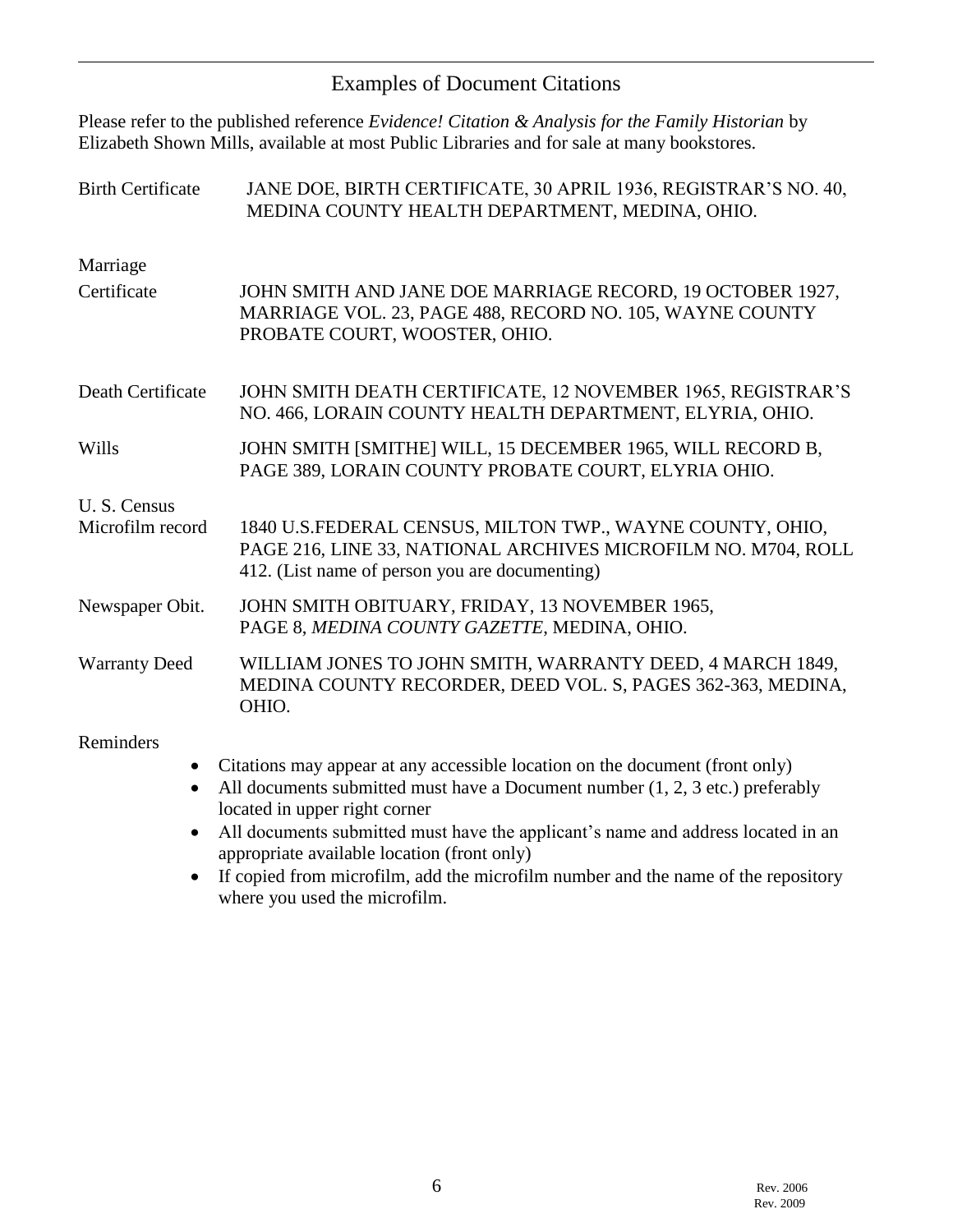## Examples of Document Citations

Please refer to the published reference *Evidence! Citation & Analysis for the Family Historian* by Elizabeth Shown Mills, available at most Public Libraries and for sale at many bookstores.

| | |
|---|---|
| Birth Certificate | JANE DOE, BIRTH CERTIFICATE, 30 APRIL 1936, REGISTRAR'S NO. 40, MEDINA COUNTY HEALTH DEPARTMENT, MEDINA, OHIO. |
| Marriage Certificate | JOHN SMITH AND JANE DOE MARRIAGE RECORD, 19 OCTOBER 1927, MARRIAGE VOL. 23, PAGE 488, RECORD NO. 105, WAYNE COUNTY PROBATE COURT, WOOSTER, OHIO. |
| Death Certificate | JOHN SMITH DEATH CERTIFICATE, 12 NOVEMBER 1965, REGISTRAR'S NO. 466, LORAIN COUNTY HEALTH DEPARTMENT, ELYRIA, OHIO. |
| Wills | JOHN SMITH [SMITHE] WILL, 15 DECEMBER 1965, WILL RECORD B, PAGE 389, LORAIN COUNTY PROBATE COURT, ELYRIA OHIO. |
| U. S. Census Microfilm record | 1840 U.S.FEDERAL CENSUS, MILTON TWP., WAYNE COUNTY, OHIO, PAGE 216, LINE 33, NATIONAL ARCHIVES MICROFILM NO. M704, ROLL 412. (List name of person you are documenting) |
| Newspaper Obit. | JOHN SMITH OBITUARY, FRIDAY, 13 NOVEMBER 1965, PAGE 8, *MEDINA COUNTY GAZETTE*, MEDINA, OHIO. |
| Warranty Deed | WILLIAM JONES TO JOHN SMITH, WARRANTY DEED, 4 MARCH 1849, MEDINA COUNTY RECORDER, DEED VOL. S, PAGES 362-363, MEDINA, OHIO. |

Reminders

- Citations may appear at any accessible location on the document (front only)
- All documents submitted must have a Document number (1, 2, 3 etc.) preferably located in upper right corner
- All documents submitted must have the applicant's name and address located in an appropriate available location (front only)
- If copied from microfilm, add the microfilm number and the name of the repository where you used the microfilm.

Rev. 2006
Rev. 2009